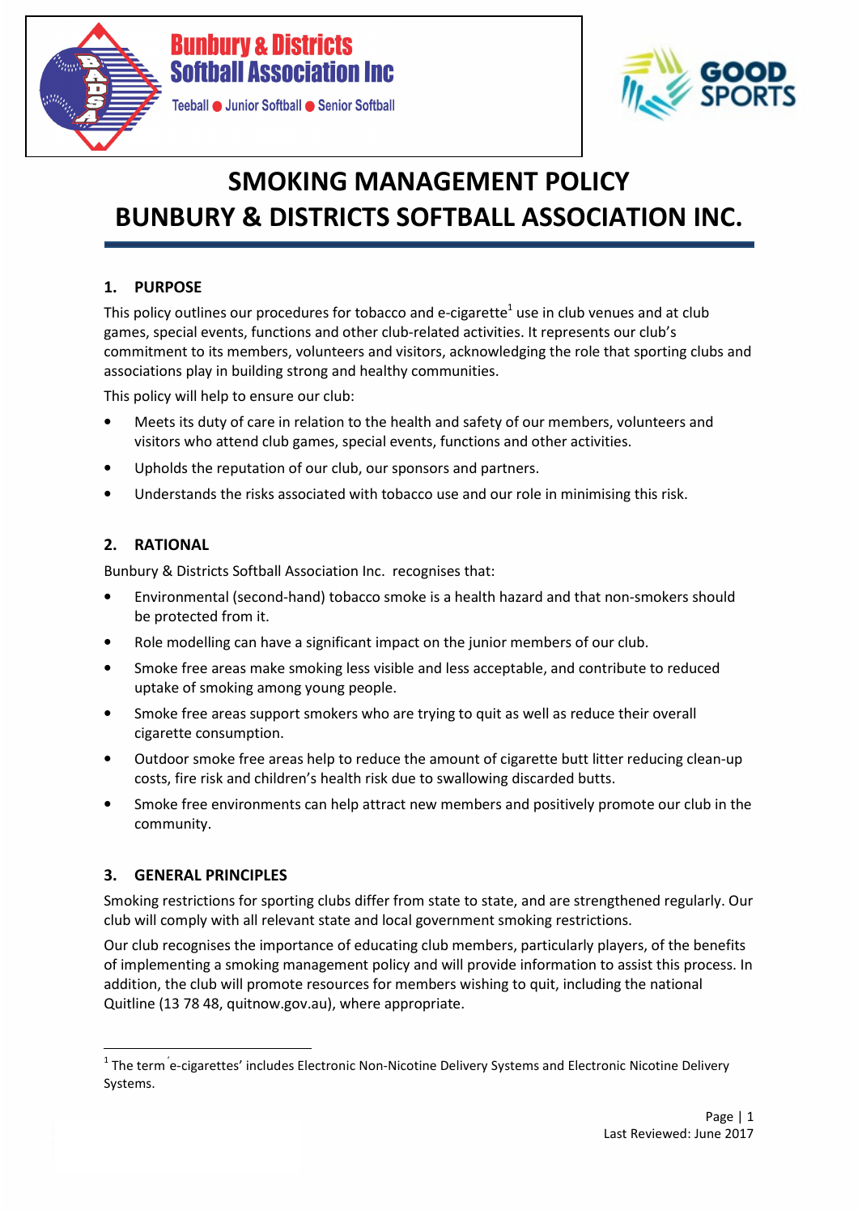Bunbury & Districts Softball Association Inc

Teeball ● Junior Softball ● Senior Softball

GOOD SPORTS

# SMOKING MANAGEMENT POLICY
# BUNBURY & DISTRICTS SOFTBALL ASSOCIATION INC.

## 1. PURPOSE

This policy outlines our procedures for tobacco and e-cigarette[1] use in club venues and at club games, special events, functions and other club-related activities. It represents our club's commitment to its members, volunteers and visitors, acknowledging the role that sporting clubs and associations play in building strong and healthy communities.

This policy will help to ensure our club:

- Meets its duty of care in relation to the health and safety of our members, volunteers and visitors who attend club games, special events, functions and other activities.
- Upholds the reputation of our club, our sponsors and partners.
- Understands the risks associated with tobacco use and our role in minimising this risk.

## 2. RATIONAL

Bunbury & Districts Softball Association Inc. recognises that:

- Environmental (second-hand) tobacco smoke is a health hazard and that non-smokers should be protected from it.
- Role modelling can have a significant impact on the junior members of our club.
- Smoke free areas make smoking less visible and less acceptable, and contribute to reduced uptake of smoking among young people.
- Smoke free areas support smokers who are trying to quit as well as reduce their overall cigarette consumption.
- Outdoor smoke free areas help to reduce the amount of cigarette butt litter reducing clean-up costs, fire risk and children's health risk due to swallowing discarded butts.
- Smoke free environments can help attract new members and positively promote our club in the community.

## 3. GENERAL PRINCIPLES

Smoking restrictions for sporting clubs differ from state to state, and are strengthened regularly. Our club will comply with all relevant state and local government smoking restrictions.

Our club recognises the importance of educating club members, particularly players, of the benefits of implementing a smoking management policy and will provide information to assist this process. In addition, the club will promote resources for members wishing to quit, including the national Quitline (13 78 48, quitnow.gov.au), where appropriate.

---

[1] The term 'e-cigarettes' includes Electronic Non-Nicotine Delivery Systems and Electronic Nicotine Delivery Systems.

Last Reviewed: June 2017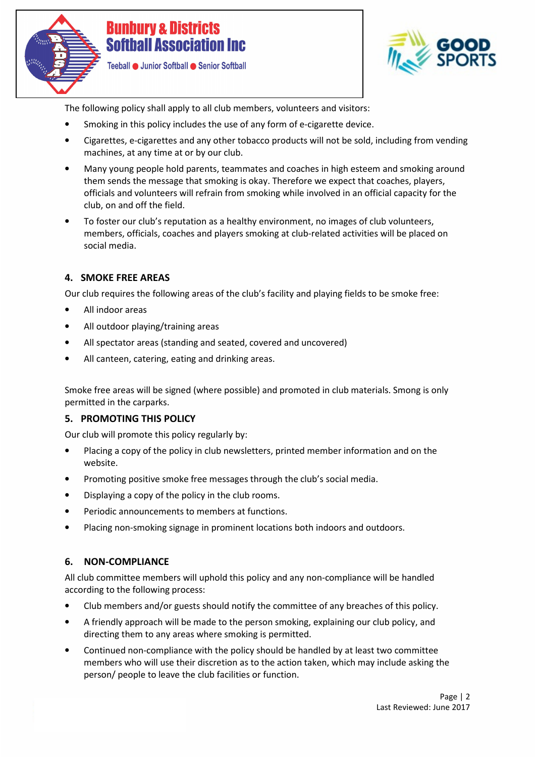The following policy shall apply to all club members, volunteers and visitors:

- Smoking in this policy includes the use of any form of e-cigarette device.
- Cigarettes, e-cigarettes and any other tobacco products will not be sold, including from vending machines, at any time at or by our club.
- Many young people hold parents, teammates and coaches in high esteem and smoking around them sends the message that smoking is okay. Therefore we expect that coaches, players, officials and volunteers will refrain from smoking while involved in an official capacity for the club, on and off the field.
- To foster our club's reputation as a healthy environment, no images of club volunteers, members, officials, coaches and players smoking at club-related activities will be placed on social media.

## 4. SMOKE FREE AREAS

Our club requires the following areas of the club's facility and playing fields to be smoke free:

- All indoor areas
- All outdoor playing/training areas
- All spectator areas (standing and seated, covered and uncovered)
- All canteen, catering, eating and drinking areas.

Smoke free areas will be signed (where possible) and promoted in club materials. Smong is only permitted in the carparks.

## 5. PROMOTING THIS POLICY

Our club will promote this policy regularly by:

- Placing a copy of the policy in club newsletters, printed member information and on the website.
- Promoting positive smoke free messages through the club's social media.
- Displaying a copy of the policy in the club rooms.
- Periodic announcements to members at functions.
- Placing non-smoking signage in prominent locations both indoors and outdoors.

## 6. NON-COMPLIANCE

All club committee members will uphold this policy and any non-compliance will be handled according to the following process:

- Club members and/or guests should notify the committee of any breaches of this policy.
- A friendly approach will be made to the person smoking, explaining our club policy, and directing them to any areas where smoking is permitted.
- Continued non-compliance with the policy should be handled by at least two committee members who will use their discretion as to the action taken, which may include asking the person/ people to leave the club facilities or function.

Last Reviewed: June 2017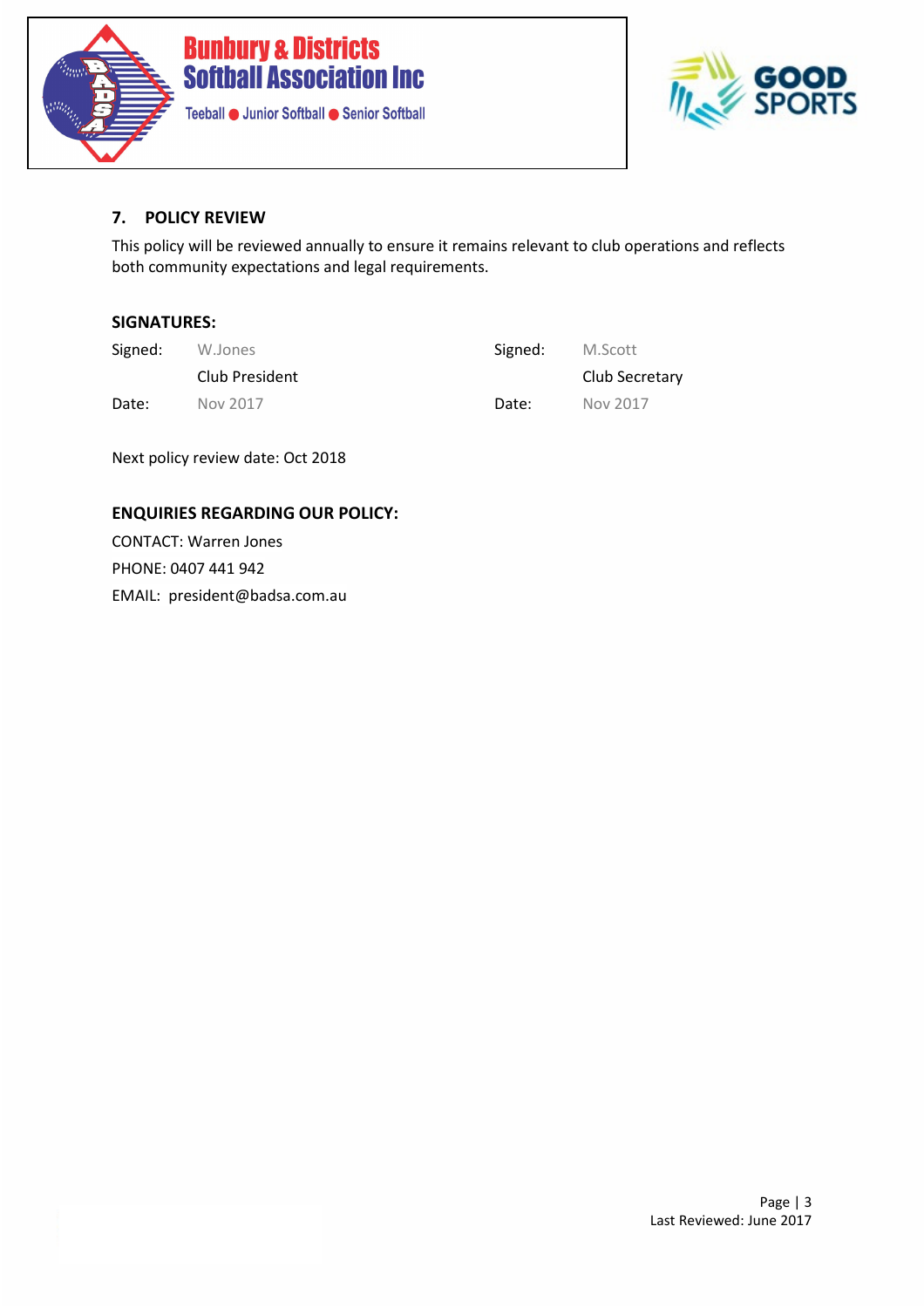## 7. POLICY REVIEW

This policy will be reviewed annually to ensure it remains relevant to club operations and reflects both community expectations and legal requirements.

### SIGNATURES:

| | | | |
|---|---|---|---|
| Signed: | W.Jones | Signed: | M.Scott |
| | Club President | | Club Secretary |
| Date: | Nov 2017 | Date: | Nov 2017 |

Next policy review date: Oct 2018

### ENQUIRIES REGARDING OUR POLICY:

CONTACT: Warren Jones

PHONE: 0407 441 942

EMAIL: president@badsa.com.au